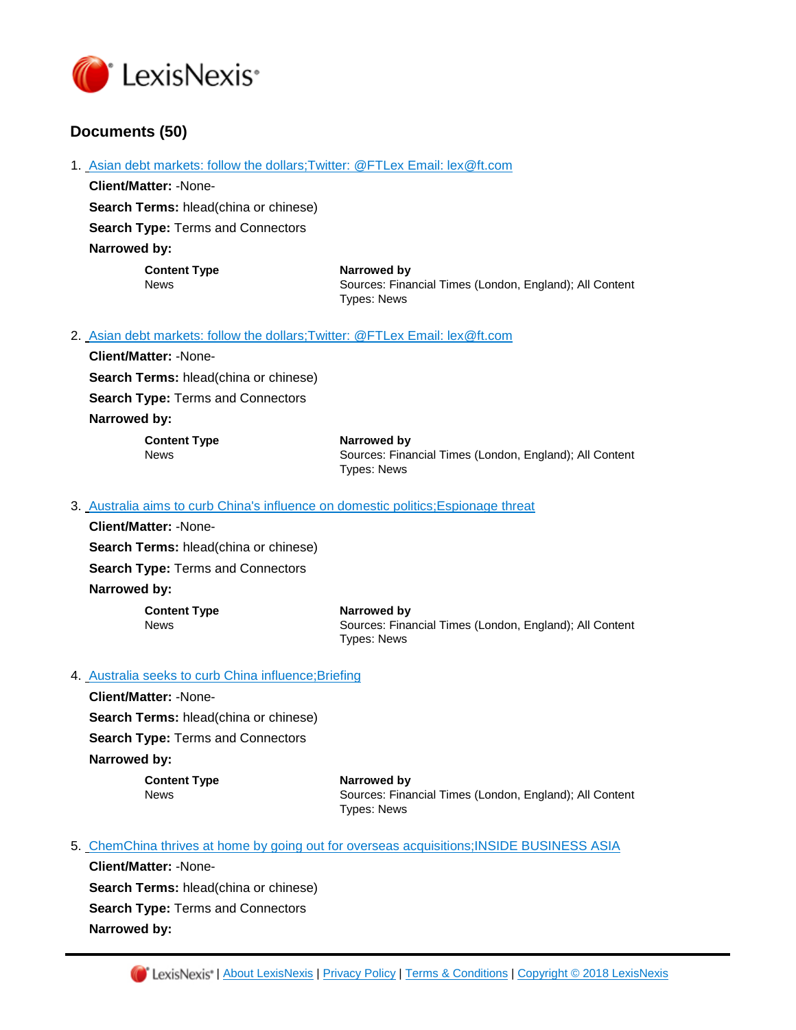# LexisNexis®

## Documents (50)

1. Asian debt markets: follow the dollars;Twitter: @FTLex Email: lex@ft.com

   **Client/Matter:** -None-

   **Search Terms:** hlead(china or chinese)

   **Search Type:** Terms and Connectors

   **Narrowed by:**

   | Content Type | Narrowed by |
   | --- | --- |
   | News | Sources: Financial Times (London, England); All Content Types: News |

2. Asian debt markets: follow the dollars;Twitter: @FTLex Email: lex@ft.com

   **Client/Matter:** -None-

   **Search Terms:** hlead(china or chinese)

   **Search Type:** Terms and Connectors

   **Narrowed by:**

   | Content Type | Narrowed by |
   | --- | --- |
   | News | Sources: Financial Times (London, England); All Content Types: News |

3. Australia aims to curb China's influence on domestic politics;Espionage threat

   **Client/Matter:** -None-

   **Search Terms:** hlead(china or chinese)

   **Search Type:** Terms and Connectors

   **Narrowed by:**

   | Content Type | Narrowed by |
   | --- | --- |
   | News | Sources: Financial Times (London, England); All Content Types: News |

4. Australia seeks to curb China influence;Briefing

   **Client/Matter:** -None-

   **Search Terms:** hlead(china or chinese)

   **Search Type:** Terms and Connectors

   **Narrowed by:**

   | Content Type | Narrowed by |
   | --- | --- |
   | News | Sources: Financial Times (London, England); All Content Types: News |

5. ChemChina thrives at home by going out for overseas acquisitions;INSIDE BUSINESS ASIA

   **Client/Matter:** -None-

   **Search Terms:** hlead(china or chinese)

   **Search Type:** Terms and Connectors

   **Narrowed by:**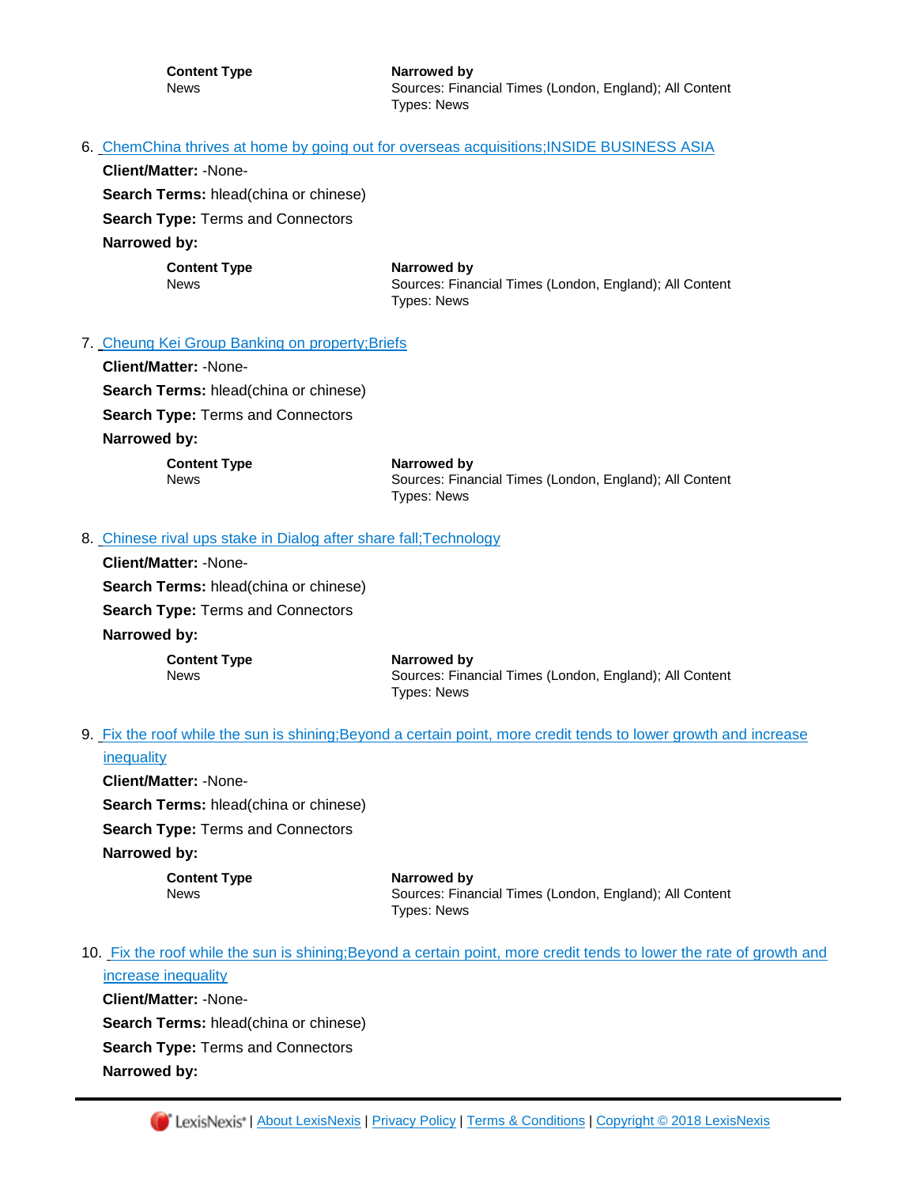| Content Type | Narrowed by |
| --- | --- |
| News | Sources: Financial Times (London, England); All Content Types: News |

6. ChemChina thrives at home by going out for overseas acquisitions;INSIDE BUSINESS ASIA

**Client/Matter:** -None-

**Search Terms:** hlead(china or chinese)

**Search Type:** Terms and Connectors

**Narrowed by:**

| Content Type | Narrowed by |
| --- | --- |
| News | Sources: Financial Times (London, England); All Content Types: News |

7. Cheung Kei Group Banking on property;Briefs

**Client/Matter:** -None-

**Search Terms:** hlead(china or chinese)

**Search Type:** Terms and Connectors

**Narrowed by:**

| Content Type | Narrowed by |
| --- | --- |
| News | Sources: Financial Times (London, England); All Content Types: News |

8. Chinese rival ups stake in Dialog after share fall;Technology

**Client/Matter:** -None-

**Search Terms:** hlead(china or chinese)

**Search Type:** Terms and Connectors

**Narrowed by:**

| Content Type | Narrowed by |
| --- | --- |
| News | Sources: Financial Times (London, England); All Content Types: News |

9. Fix the roof while the sun is shining;Beyond a certain point, more credit tends to lower growth and increase inequality

**Client/Matter:** -None-

**Search Terms:** hlead(china or chinese)

**Search Type:** Terms and Connectors

**Narrowed by:**

| Content Type | Narrowed by |
| --- | --- |
| News | Sources: Financial Times (London, England); All Content Types: News |

10. Fix the roof while the sun is shining;Beyond a certain point, more credit tends to lower the rate of growth and increase inequality

**Client/Matter:** -None-

**Search Terms:** hlead(china or chinese)

**Search Type:** Terms and Connectors

**Narrowed by:**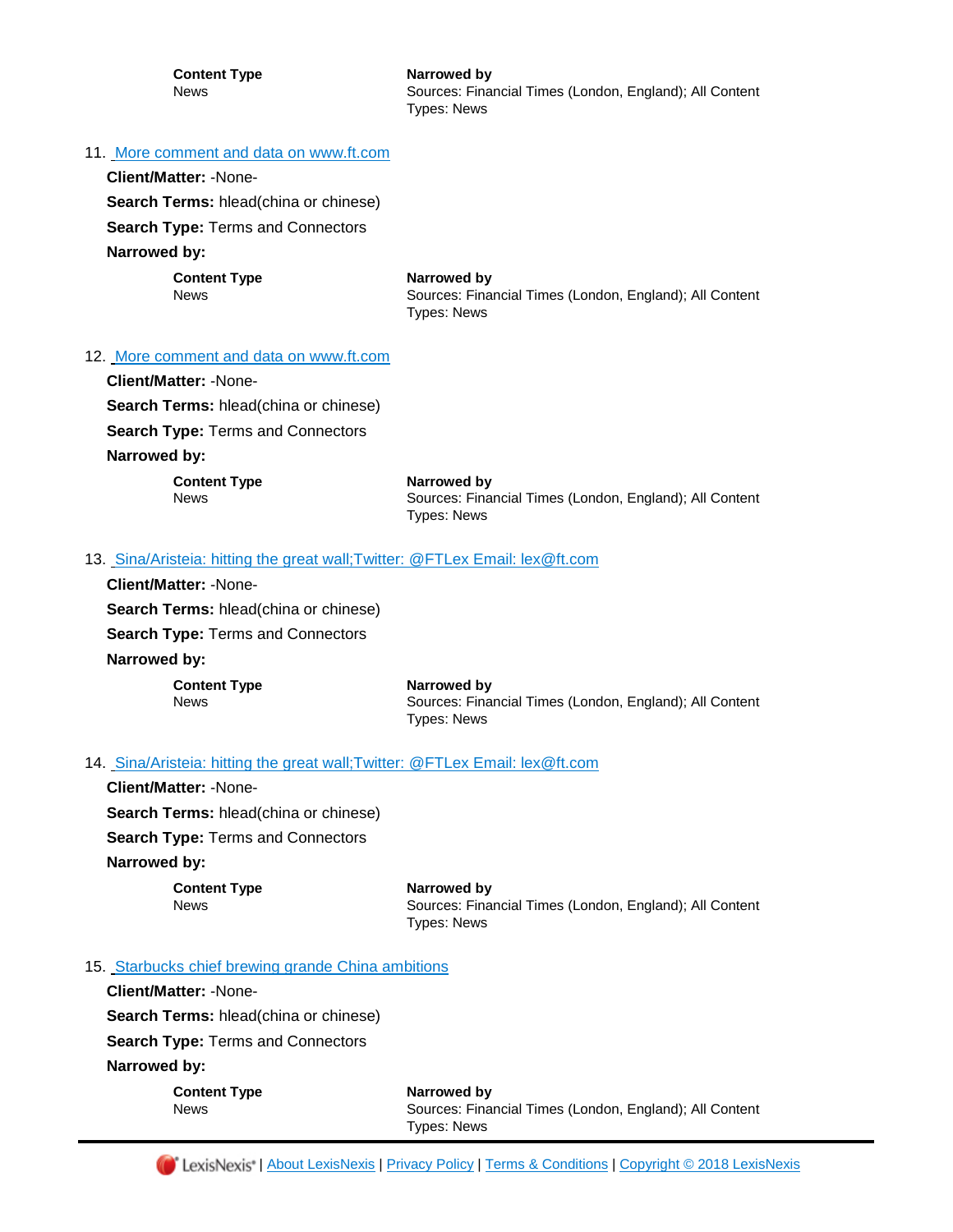| Content Type | Narrowed by |
|---|---|
| News | Sources: Financial Times (London, England); All Content Types: News |

11. More comment and data on www.ft.com

**Client/Matter:** -None-

**Search Terms:** hlead(china or chinese)

**Search Type:** Terms and Connectors

**Narrowed by:**

| Content Type | Narrowed by |
|---|---|
| News | Sources: Financial Times (London, England); All Content Types: News |

12. More comment and data on www.ft.com

**Client/Matter:** -None-

**Search Terms:** hlead(china or chinese)

**Search Type:** Terms and Connectors

**Narrowed by:**

| Content Type | Narrowed by |
|---|---|
| News | Sources: Financial Times (London, England); All Content Types: News |

13. Sina/Aristeia: hitting the great wall;Twitter: @FTLex Email: lex@ft.com

**Client/Matter:** -None-

**Search Terms:** hlead(china or chinese)

**Search Type:** Terms and Connectors

**Narrowed by:**

| Content Type | Narrowed by |
|---|---|
| News | Sources: Financial Times (London, England); All Content Types: News |

14. Sina/Aristeia: hitting the great wall;Twitter: @FTLex Email: lex@ft.com

**Client/Matter:** -None-

**Search Terms:** hlead(china or chinese)

**Search Type:** Terms and Connectors

**Narrowed by:**

| Content Type | Narrowed by |
|---|---|
| News | Sources: Financial Times (London, England); All Content Types: News |

15. Starbucks chief brewing grande China ambitions

**Client/Matter:** -None-

**Search Terms:** hlead(china or chinese)

**Search Type:** Terms and Connectors

**Narrowed by:**

| Content Type | Narrowed by |
|---|---|
| News | Sources: Financial Times (London, England); All Content Types: News |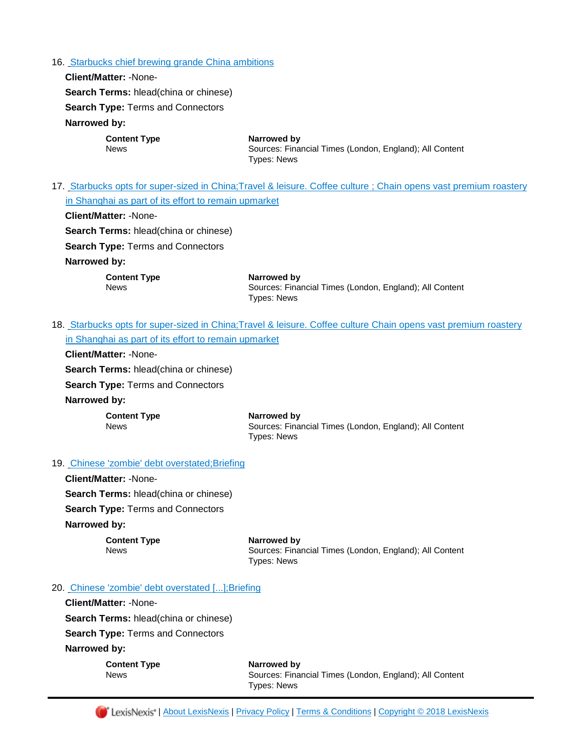16. Starbucks chief brewing grande China ambitions

**Client/Matter:** -None-

**Search Terms:** hlead(china or chinese)

**Search Type:** Terms and Connectors

**Narrowed by:**

| Content Type | Narrowed by |
|---|---|
| News | Sources: Financial Times (London, England); All Content Types: News |

17. Starbucks opts for super-sized in China;Travel & leisure. Coffee culture ; Chain opens vast premium roastery in Shanghai as part of its effort to remain upmarket

**Client/Matter:** -None-

**Search Terms:** hlead(china or chinese)

**Search Type:** Terms and Connectors

**Narrowed by:**

| Content Type | Narrowed by |
|---|---|
| News | Sources: Financial Times (London, England); All Content Types: News |

18. Starbucks opts for super-sized in China;Travel & leisure. Coffee culture Chain opens vast premium roastery in Shanghai as part of its effort to remain upmarket

**Client/Matter:** -None-

**Search Terms:** hlead(china or chinese)

**Search Type:** Terms and Connectors

**Narrowed by:**

| Content Type | Narrowed by |
|---|---|
| News | Sources: Financial Times (London, England); All Content Types: News |

19. Chinese 'zombie' debt overstated;Briefing

**Client/Matter:** -None-

**Search Terms:** hlead(china or chinese)

**Search Type:** Terms and Connectors

**Narrowed by:**

| Content Type | Narrowed by |
|---|---|
| News | Sources: Financial Times (London, England); All Content Types: News |

20. Chinese 'zombie' debt overstated [...];Briefing

**Client/Matter:** -None-

**Search Terms:** hlead(china or chinese)

**Search Type:** Terms and Connectors

**Narrowed by:**

| Content Type | Narrowed by |
|---|---|
| News | Sources: Financial Times (London, England); All Content Types: News |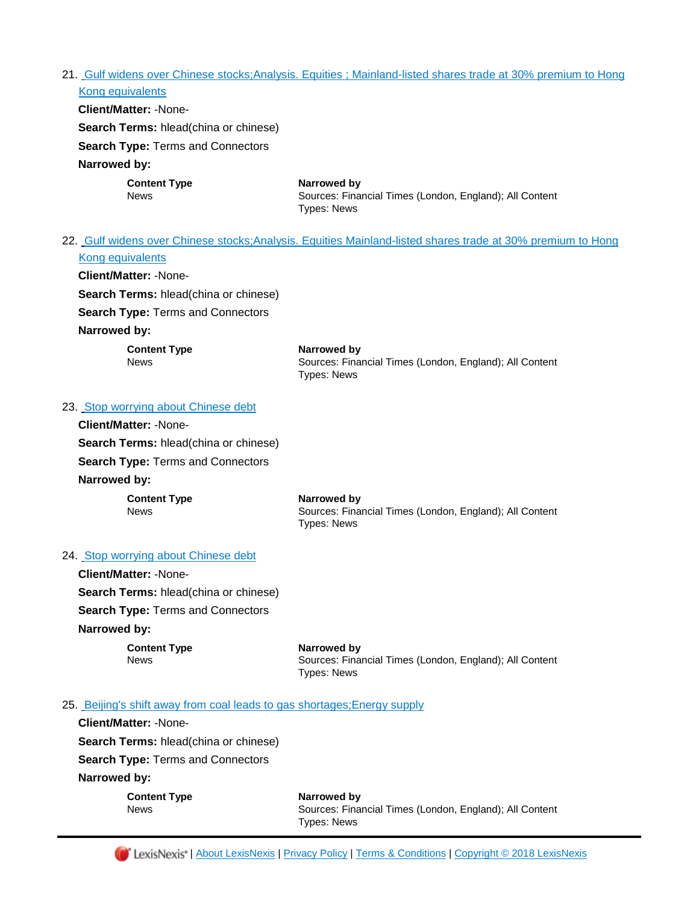21. [Gulf widens over Chinese stocks;Analysis. Equities ; Mainland-listed shares trade at 30% premium to Hong Kong equivalents]()

    **Client/Matter:** -None-

    **Search Terms:** hlead(china or chinese)

    **Search Type:** Terms and Connectors

    **Narrowed by:**

    | Content Type | Narrowed by |
    | --- | --- |
    | News | Sources: Financial Times (London, England); All Content Types: News |

22. [Gulf widens over Chinese stocks;Analysis. Equities Mainland-listed shares trade at 30% premium to Hong Kong equivalents]()

    **Client/Matter:** -None-

    **Search Terms:** hlead(china or chinese)

    **Search Type:** Terms and Connectors

    **Narrowed by:**

    | Content Type | Narrowed by |
    | --- | --- |
    | News | Sources: Financial Times (London, England); All Content Types: News |

23. [Stop worrying about Chinese debt]()

    **Client/Matter:** -None-

    **Search Terms:** hlead(china or chinese)

    **Search Type:** Terms and Connectors

    **Narrowed by:**

    | Content Type | Narrowed by |
    | --- | --- |
    | News | Sources: Financial Times (London, England); All Content Types: News |

24. [Stop worrying about Chinese debt]()

    **Client/Matter:** -None-

    **Search Terms:** hlead(china or chinese)

    **Search Type:** Terms and Connectors

    **Narrowed by:**

    | Content Type | Narrowed by |
    | --- | --- |
    | News | Sources: Financial Times (London, England); All Content Types: News |

25. [Beijing's shift away from coal leads to gas shortages;Energy supply]()

    **Client/Matter:** -None-

    **Search Terms:** hlead(china or chinese)

    **Search Type:** Terms and Connectors

    **Narrowed by:**

    | Content Type | Narrowed by |
    | --- | --- |
    | News | Sources: Financial Times (London, England); All Content Types: News |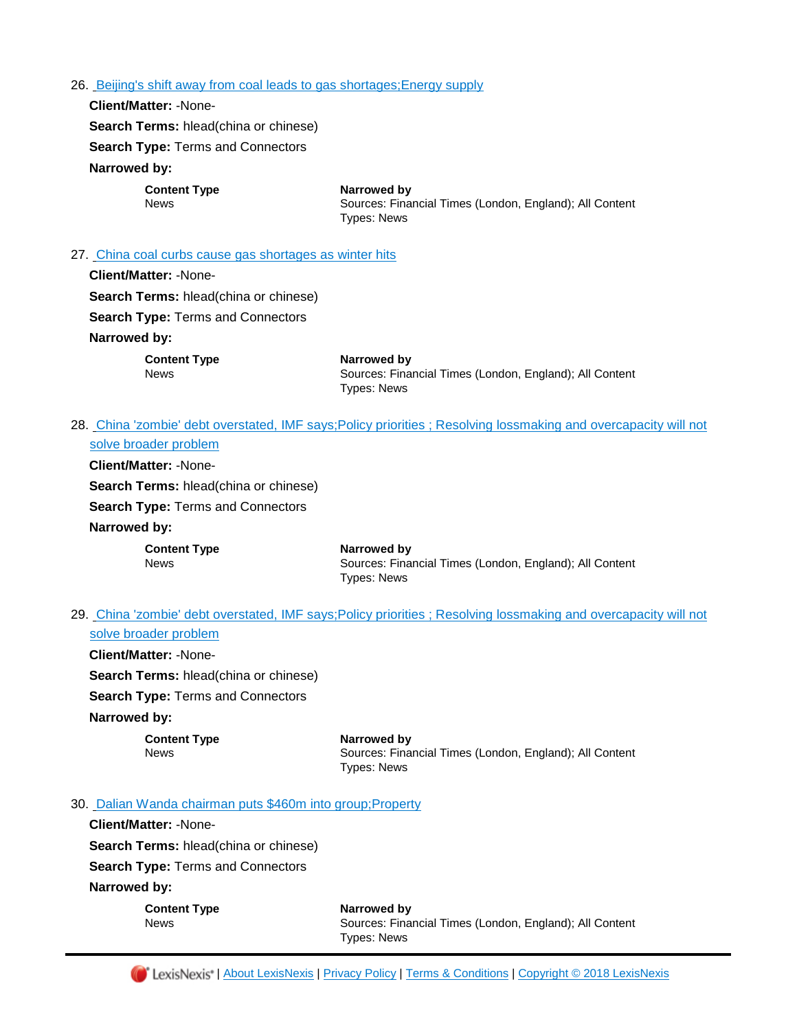26. Beijing's shift away from coal leads to gas shortages;Energy supply

    **Client/Matter:** -None-

    **Search Terms:** hlead(china or chinese)

    **Search Type:** Terms and Connectors

    **Narrowed by:**

    | Content Type | Narrowed by |
    |---|---|
    | News | Sources: Financial Times (London, England); All Content Types: News |

27. China coal curbs cause gas shortages as winter hits

    **Client/Matter:** -None-

    **Search Terms:** hlead(china or chinese)

    **Search Type:** Terms and Connectors

    **Narrowed by:**

    | Content Type | Narrowed by |
    |---|---|
    | News | Sources: Financial Times (London, England); All Content Types: News |

28. China 'zombie' debt overstated, IMF says;Policy priorities ; Resolving lossmaking and overcapacity will not solve broader problem

    **Client/Matter:** -None-

    **Search Terms:** hlead(china or chinese)

    **Search Type:** Terms and Connectors

    **Narrowed by:**

    | Content Type | Narrowed by |
    |---|---|
    | News | Sources: Financial Times (London, England); All Content Types: News |

29. China 'zombie' debt overstated, IMF says;Policy priorities ; Resolving lossmaking and overcapacity will not solve broader problem

    **Client/Matter:** -None-

    **Search Terms:** hlead(china or chinese)

    **Search Type:** Terms and Connectors

    **Narrowed by:**

    | Content Type | Narrowed by |
    |---|---|
    | News | Sources: Financial Times (London, England); All Content Types: News |

30. Dalian Wanda chairman puts $460m into group;Property

    **Client/Matter:** -None-

    **Search Terms:** hlead(china or chinese)

    **Search Type:** Terms and Connectors

    **Narrowed by:**

    | Content Type | Narrowed by |
    |---|---|
    | News | Sources: Financial Times (London, England); All Content Types: News |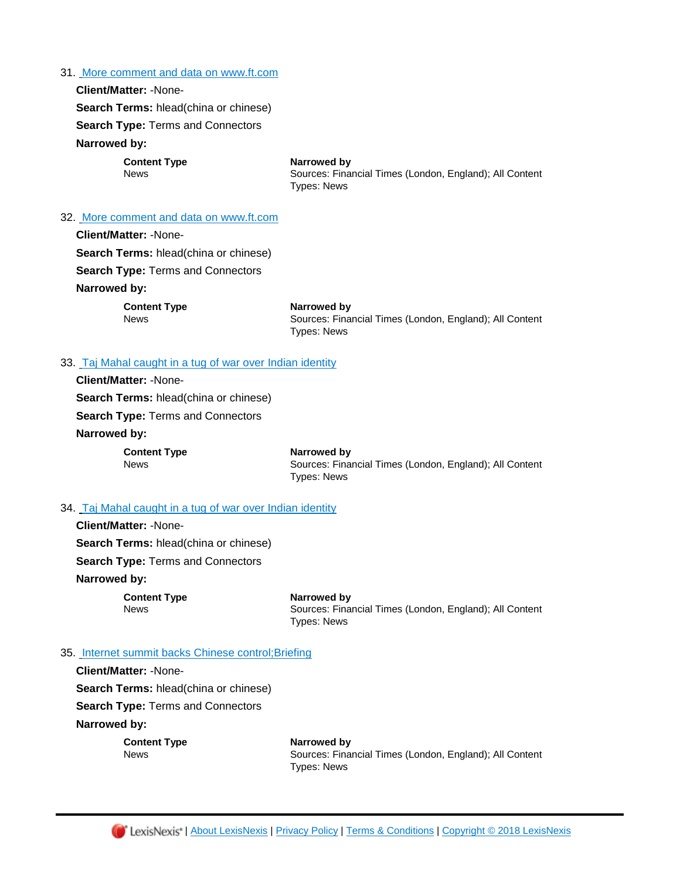31. More comment and data on www.ft.com

**Client/Matter:** -None-

**Search Terms:** hlead(china or chinese)

**Search Type:** Terms and Connectors

**Narrowed by:**

| **Content Type** | **Narrowed by** |
|---|---|
| News | Sources: Financial Times (London, England); All Content Types: News |

32. More comment and data on www.ft.com

**Client/Matter:** -None-

**Search Terms:** hlead(china or chinese)

**Search Type:** Terms and Connectors

**Narrowed by:**

| **Content Type** | **Narrowed by** |
|---|---|
| News | Sources: Financial Times (London, England); All Content Types: News |

33. Taj Mahal caught in a tug of war over Indian identity

**Client/Matter:** -None-

**Search Terms:** hlead(china or chinese)

**Search Type:** Terms and Connectors

**Narrowed by:**

| **Content Type** | **Narrowed by** |
|---|---|
| News | Sources: Financial Times (London, England); All Content Types: News |

34. Taj Mahal caught in a tug of war over Indian identity

**Client/Matter:** -None-

**Search Terms:** hlead(china or chinese)

**Search Type:** Terms and Connectors

**Narrowed by:**

| **Content Type** | **Narrowed by** |
|---|---|
| News | Sources: Financial Times (London, England); All Content Types: News |

35. Internet summit backs Chinese control;Briefing

**Client/Matter:** -None-

**Search Terms:** hlead(china or chinese)

**Search Type:** Terms and Connectors

**Narrowed by:**

| **Content Type** | **Narrowed by** |
|---|---|
| News | Sources: Financial Times (London, England); All Content Types: News |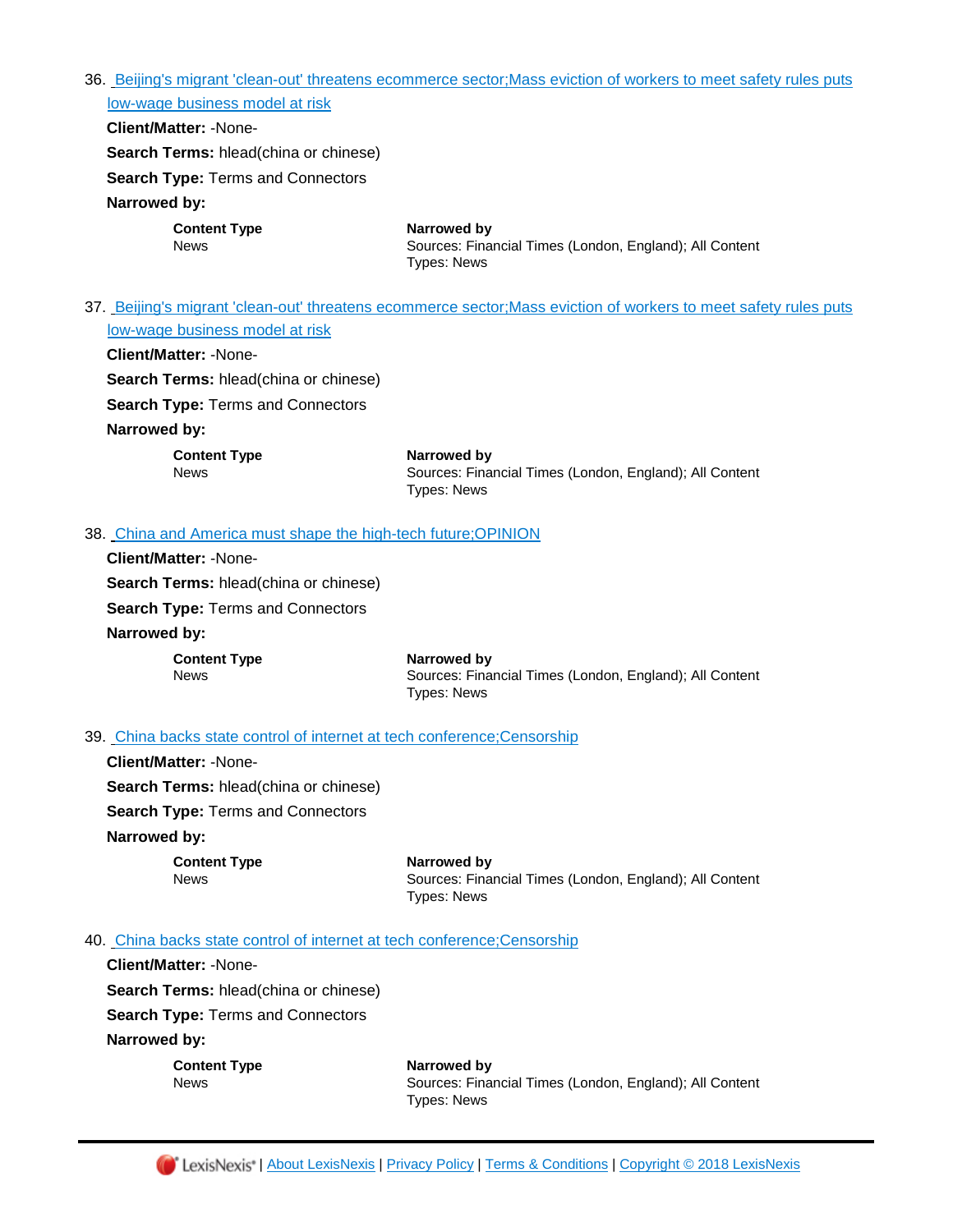36. [Beijing's migrant 'clean-out' threatens ecommerce sector;Mass eviction of workers to meet safety rules puts low-wage business model at risk]()

**Client/Matter:** -None-

**Search Terms:** hlead(china or chinese)

**Search Type:** Terms and Connectors

**Narrowed by:**

| Content Type | Narrowed by |
| --- | --- |
| News | Sources: Financial Times (London, England); All Content Types: News |

37. [Beijing's migrant 'clean-out' threatens ecommerce sector;Mass eviction of workers to meet safety rules puts low-wage business model at risk]()

**Client/Matter:** -None-

**Search Terms:** hlead(china or chinese)

**Search Type:** Terms and Connectors

**Narrowed by:**

| Content Type | Narrowed by |
| --- | --- |
| News | Sources: Financial Times (London, England); All Content Types: News |

38. [China and America must shape the high-tech future;OPINION]()

**Client/Matter:** -None-

**Search Terms:** hlead(china or chinese)

**Search Type:** Terms and Connectors

**Narrowed by:**

| Content Type | Narrowed by |
| --- | --- |
| News | Sources: Financial Times (London, England); All Content Types: News |

39. [China backs state control of internet at tech conference;Censorship]()

**Client/Matter:** -None-

**Search Terms:** hlead(china or chinese)

**Search Type:** Terms and Connectors

**Narrowed by:**

| Content Type | Narrowed by |
| --- | --- |
| News | Sources: Financial Times (London, England); All Content Types: News |

40. [China backs state control of internet at tech conference;Censorship]()

**Client/Matter:** -None-

**Search Terms:** hlead(china or chinese)

**Search Type:** Terms and Connectors

**Narrowed by:**

| Content Type | Narrowed by |
| --- | --- |
| News | Sources: Financial Times (London, England); All Content Types: News |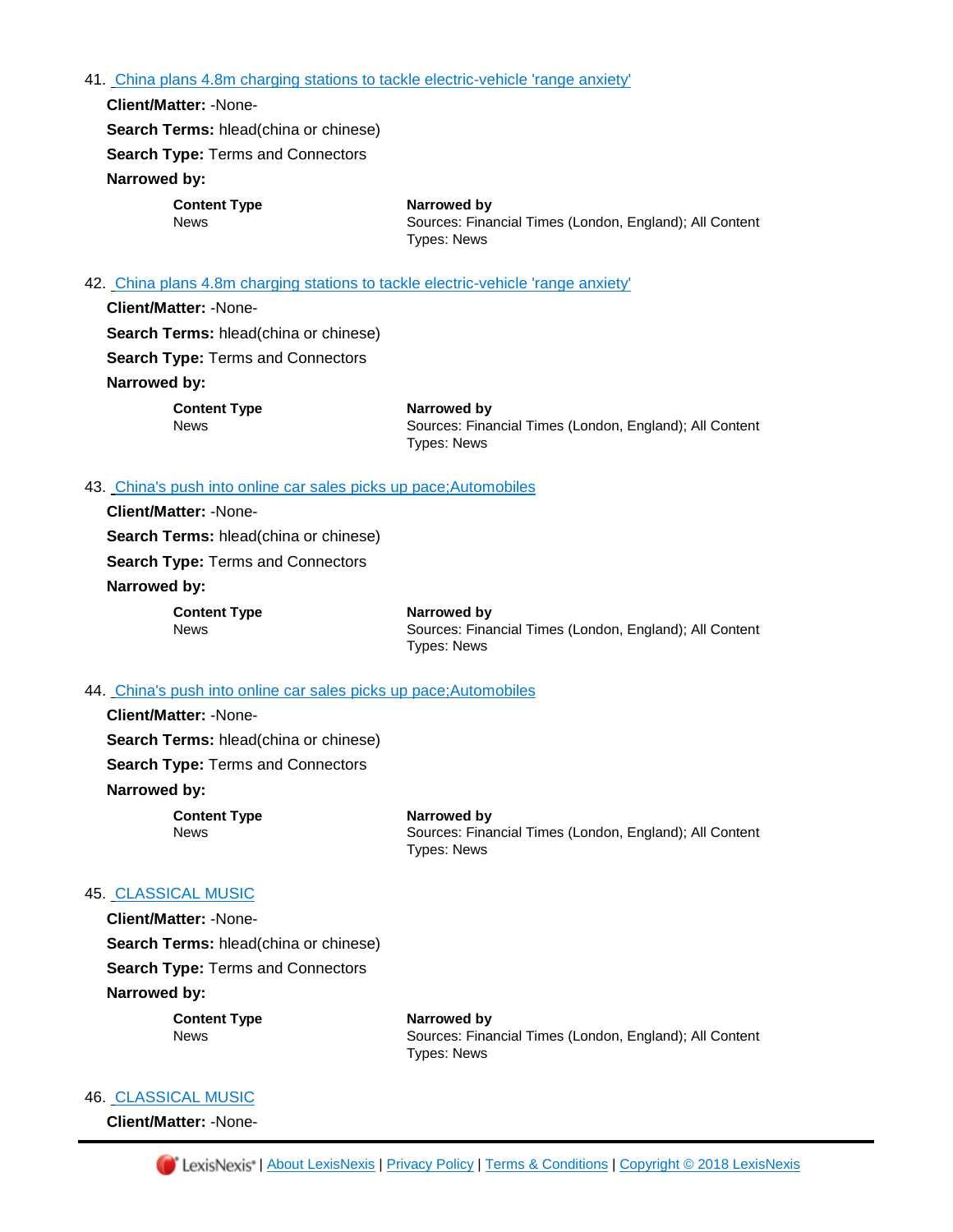41. [China plans 4.8m charging stations to tackle electric-vehicle 'range anxiety']

**Client/Matter:** -None-

**Search Terms:** hlead(china or chinese)

**Search Type:** Terms and Connectors

**Narrowed by:**

| Content Type | Narrowed by |
|---|---|
| News | Sources: Financial Times (London, England); All Content Types: News |

42. [China plans 4.8m charging stations to tackle electric-vehicle 'range anxiety']

**Client/Matter:** -None-

**Search Terms:** hlead(china or chinese)

**Search Type:** Terms and Connectors

**Narrowed by:**

| Content Type | Narrowed by |
|---|---|
| News | Sources: Financial Times (London, England); All Content Types: News |

43. [China's push into online car sales picks up pace;Automobiles]

**Client/Matter:** -None-

**Search Terms:** hlead(china or chinese)

**Search Type:** Terms and Connectors

**Narrowed by:**

| Content Type | Narrowed by |
|---|---|
| News | Sources: Financial Times (London, England); All Content Types: News |

44. [China's push into online car sales picks up pace;Automobiles]

**Client/Matter:** -None-

**Search Terms:** hlead(china or chinese)

**Search Type:** Terms and Connectors

**Narrowed by:**

| Content Type | Narrowed by |
|---|---|
| News | Sources: Financial Times (London, England); All Content Types: News |

45. [CLASSICAL MUSIC]

**Client/Matter:** -None-

**Search Terms:** hlead(china or chinese)

**Search Type:** Terms and Connectors

**Narrowed by:**

| Content Type | Narrowed by |
|---|---|
| News | Sources: Financial Times (London, England); All Content Types: News |

46. [CLASSICAL MUSIC]

**Client/Matter:** -None-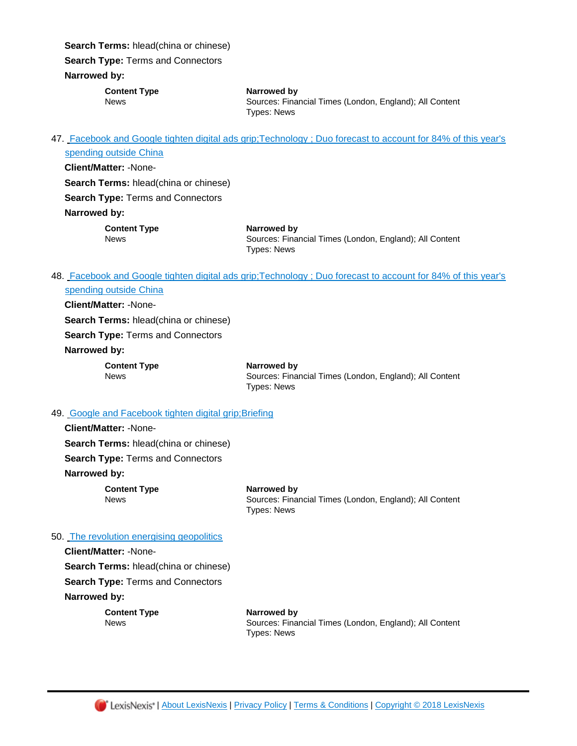**Search Terms:** hlead(china or chinese)

**Search Type:** Terms and Connectors

**Narrowed by:**

| Content Type | Narrowed by |
|---|---|
| News | Sources: Financial Times (London, England); All Content Types: News |

47. Facebook and Google tighten digital ads grip;Technology ; Duo forecast to account for 84% of this year's spending outside China

**Client/Matter:** -None-

**Search Terms:** hlead(china or chinese)

**Search Type:** Terms and Connectors

**Narrowed by:**

| Content Type | Narrowed by |
|---|---|
| News | Sources: Financial Times (London, England); All Content Types: News |

48. Facebook and Google tighten digital ads grip;Technology ; Duo forecast to account for 84% of this year's spending outside China

**Client/Matter:** -None-

**Search Terms:** hlead(china or chinese)

**Search Type:** Terms and Connectors

**Narrowed by:**

| Content Type | Narrowed by |
|---|---|
| News | Sources: Financial Times (London, England); All Content Types: News |

49. Google and Facebook tighten digital grip;Briefing

**Client/Matter:** -None-

**Search Terms:** hlead(china or chinese)

**Search Type:** Terms and Connectors

**Narrowed by:**

| Content Type | Narrowed by |
|---|---|
| News | Sources: Financial Times (London, England); All Content Types: News |

50. The revolution energising geopolitics

**Client/Matter:** -None-

**Search Terms:** hlead(china or chinese)

**Search Type:** Terms and Connectors

**Narrowed by:**

| Content Type | Narrowed by |
|---|---|
| News | Sources: Financial Times (London, England); All Content Types: News |

LexisNexis | About LexisNexis | Privacy Policy | Terms & Conditions | Copyright © 2018 LexisNexis